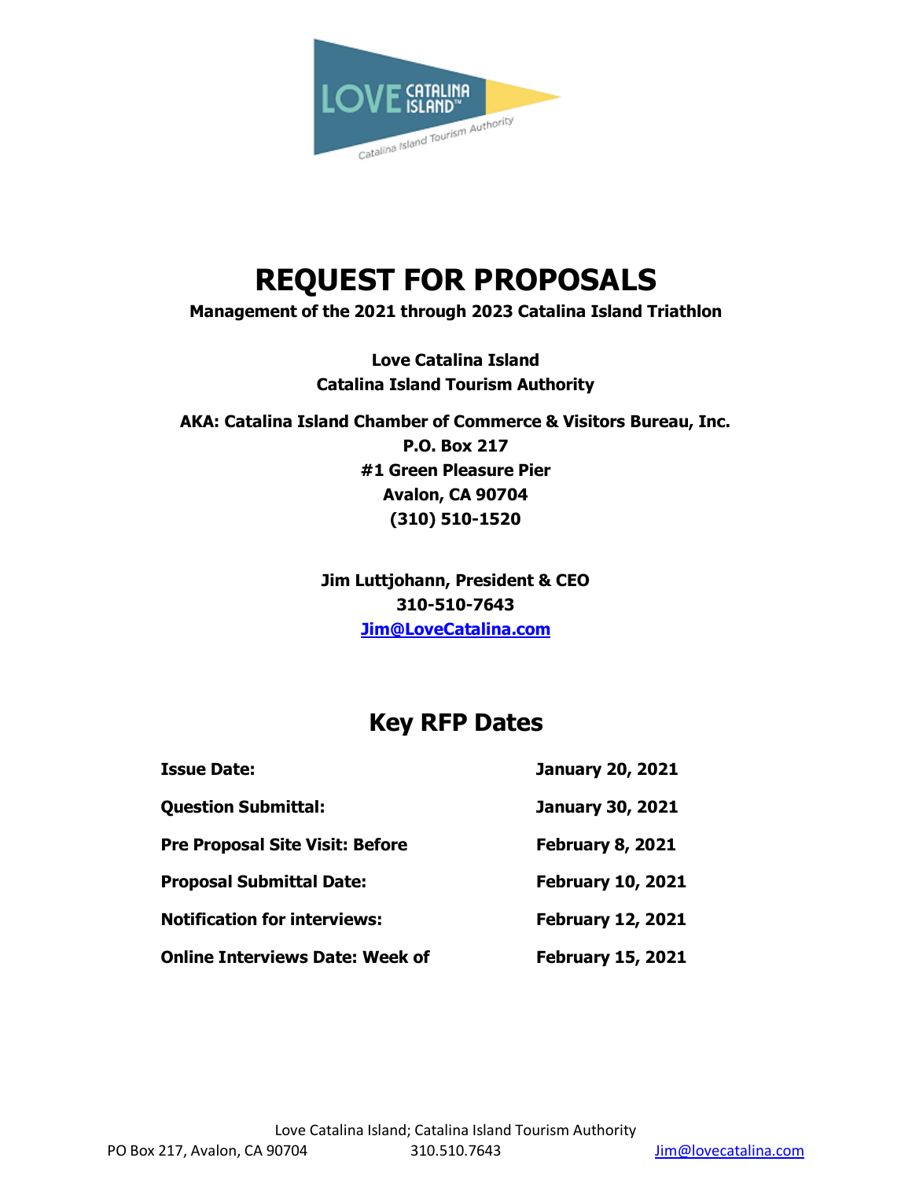# REQUEST FOR PROPOSALS

**Management of the 2021 through 2023 Catalina Island Triathlon**

**Love Catalina Island**
**Catalina Island Tourism Authority**

**AKA: Catalina Island Chamber of Commerce & Visitors Bureau, Inc.**
**P.O. Box 217**
**#1 Green Pleasure Pier**
**Avalon, CA 90704**
**(310) 510-1520**

**Jim Luttjohann, President & CEO**
**310-510-7643**
**Jim@LoveCatalina.com**

## Key RFP Dates

| | |
|---|---|
| **Issue Date:** | **January 20, 2021** |
| **Question Submittal:** | **January 30, 2021** |
| **Pre Proposal Site Visit: Before** | **February 8, 2021** |
| **Proposal Submittal Date:** | **February 10, 2021** |
| **Notification for interviews:** | **February 12, 2021** |
| **Online Interviews Date: Week of** | **February 15, 2021** |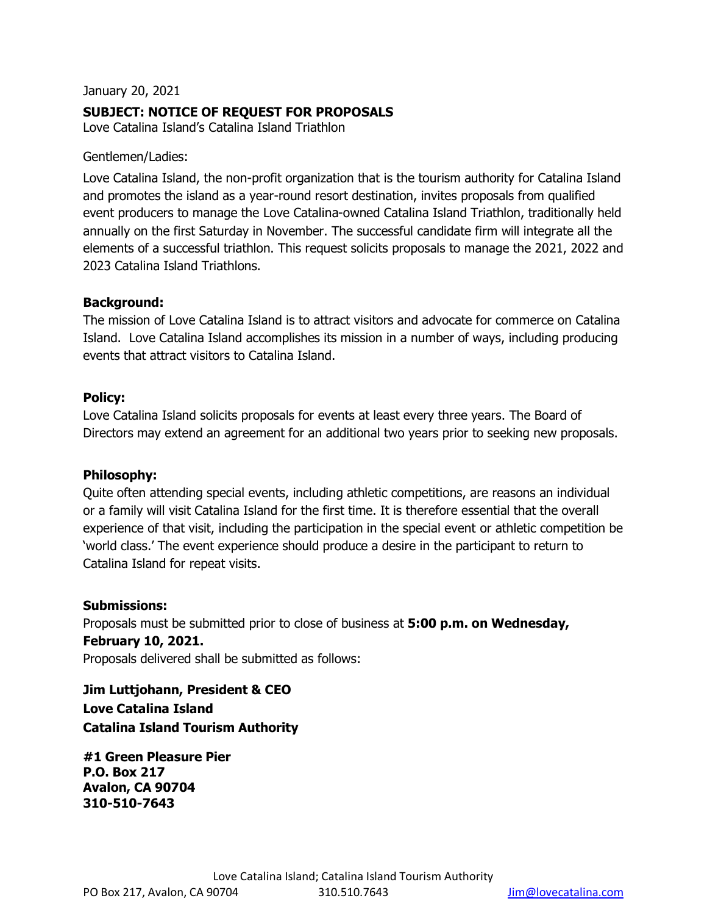January 20, 2021

**SUBJECT: NOTICE OF REQUEST FOR PROPOSALS**

Love Catalina Island's Catalina Island Triathlon

Gentlemen/Ladies:

Love Catalina Island, the non-profit organization that is the tourism authority for Catalina Island and promotes the island as a year-round resort destination, invites proposals from qualified event producers to manage the Love Catalina-owned Catalina Island Triathlon, traditionally held annually on the first Saturday in November. The successful candidate firm will integrate all the elements of a successful triathlon. This request solicits proposals to manage the 2021, 2022 and 2023 Catalina Island Triathlons.

**Background:**

The mission of Love Catalina Island is to attract visitors and advocate for commerce on Catalina Island. Love Catalina Island accomplishes its mission in a number of ways, including producing events that attract visitors to Catalina Island.

**Policy:**

Love Catalina Island solicits proposals for events at least every three years. The Board of Directors may extend an agreement for an additional two years prior to seeking new proposals.

**Philosophy:**

Quite often attending special events, including athletic competitions, are reasons an individual or a family will visit Catalina Island for the first time. It is therefore essential that the overall experience of that visit, including the participation in the special event or athletic competition be 'world class.' The event experience should produce a desire in the participant to return to Catalina Island for repeat visits.

**Submissions:**

Proposals must be submitted prior to close of business at **5:00 p.m. on Wednesday, February 10, 2021.**

Proposals delivered shall be submitted as follows:

**Jim Luttjohann, President & CEO**
**Love Catalina Island**
**Catalina Island Tourism Authority**

**#1 Green Pleasure Pier**
**P.O. Box 217**
**Avalon, CA 90704**
**310-510-7643**

Love Catalina Island; Catalina Island Tourism Authority
PO Box 217, Avalon, CA 90704 310.510.7643 Jim@lovecatalina.com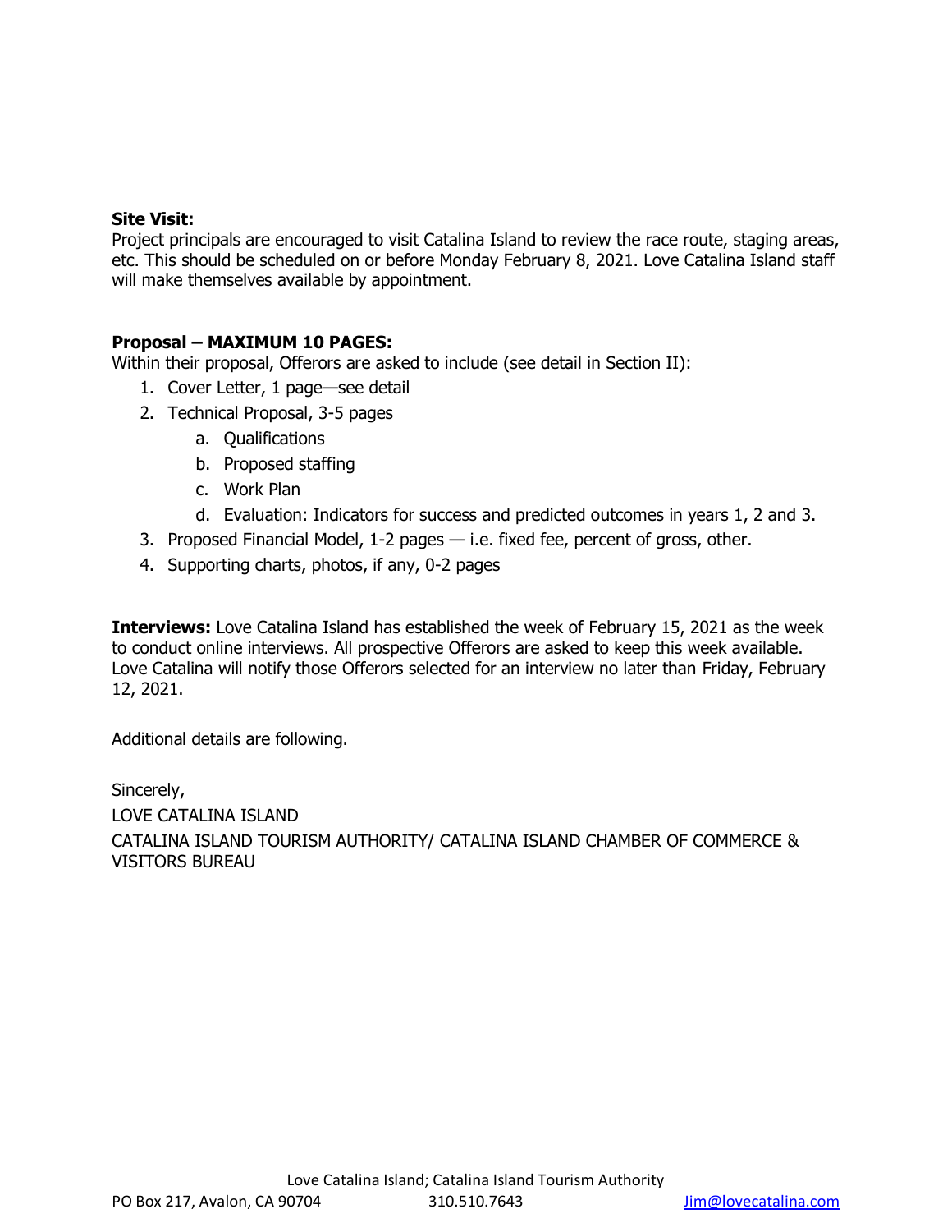**Site Visit:**
Project principals are encouraged to visit Catalina Island to review the race route, staging areas, etc. This should be scheduled on or before Monday February 8, 2021. Love Catalina Island staff will make themselves available by appointment.

**Proposal – MAXIMUM 10 PAGES:**
Within their proposal, Offerors are asked to include (see detail in Section II):

1. Cover Letter, 1 page—see detail
2. Technical Proposal, 3-5 pages
   a. Qualifications
   b. Proposed staffing
   c. Work Plan
   d. Evaluation: Indicators for success and predicted outcomes in years 1, 2 and 3.
3. Proposed Financial Model, 1-2 pages — i.e. fixed fee, percent of gross, other.
4. Supporting charts, photos, if any, 0-2 pages

**Interviews:** Love Catalina Island has established the week of February 15, 2021 as the week to conduct online interviews. All prospective Offerors are asked to keep this week available. Love Catalina will notify those Offerors selected for an interview no later than Friday, February 12, 2021.

Additional details are following.

Sincerely,

LOVE CATALINA ISLAND

CATALINA ISLAND TOURISM AUTHORITY/ CATALINA ISLAND CHAMBER OF COMMERCE & VISITORS BUREAU

Love Catalina Island; Catalina Island Tourism Authority

PO Box 217, Avalon, CA 90704 310.510.7643 Jim@lovecatalina.com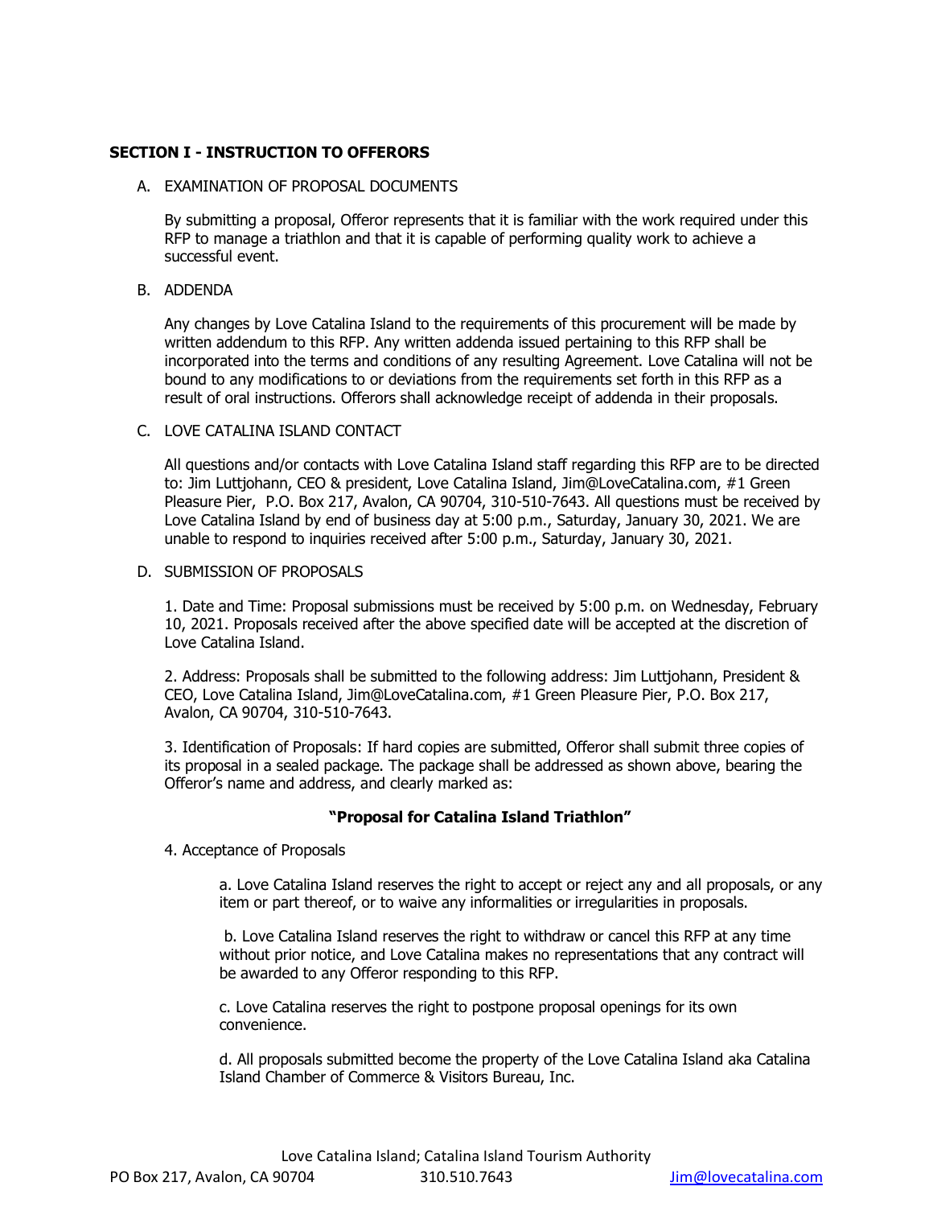## SECTION I - INSTRUCTION TO OFFERORS

A. EXAMINATION OF PROPOSAL DOCUMENTS

By submitting a proposal, Offeror represents that it is familiar with the work required under this RFP to manage a triathlon and that it is capable of performing quality work to achieve a successful event.

B. ADDENDA

Any changes by Love Catalina Island to the requirements of this procurement will be made by written addendum to this RFP. Any written addenda issued pertaining to this RFP shall be incorporated into the terms and conditions of any resulting Agreement. Love Catalina will not be bound to any modifications to or deviations from the requirements set forth in this RFP as a result of oral instructions. Offerors shall acknowledge receipt of addenda in their proposals.

C. LOVE CATALINA ISLAND CONTACT

All questions and/or contacts with Love Catalina Island staff regarding this RFP are to be directed to: Jim Luttjohann, CEO & president, Love Catalina Island, Jim@LoveCatalina.com, #1 Green Pleasure Pier, P.O. Box 217, Avalon, CA 90704, 310-510-7643. All questions must be received by Love Catalina Island by end of business day at 5:00 p.m., Saturday, January 30, 2021. We are unable to respond to inquiries received after 5:00 p.m., Saturday, January 30, 2021.

D. SUBMISSION OF PROPOSALS

1. Date and Time: Proposal submissions must be received by 5:00 p.m. on Wednesday, February 10, 2021. Proposals received after the above specified date will be accepted at the discretion of Love Catalina Island.

2. Address: Proposals shall be submitted to the following address: Jim Luttjohann, President & CEO, Love Catalina Island, Jim@LoveCatalina.com, #1 Green Pleasure Pier, P.O. Box 217, Avalon, CA 90704, 310-510-7643.

3. Identification of Proposals: If hard copies are submitted, Offeror shall submit three copies of its proposal in a sealed package. The package shall be addressed as shown above, bearing the Offeror's name and address, and clearly marked as:

**"Proposal for Catalina Island Triathlon"**

4. Acceptance of Proposals

a. Love Catalina Island reserves the right to accept or reject any and all proposals, or any item or part thereof, or to waive any informalities or irregularities in proposals.

b. Love Catalina Island reserves the right to withdraw or cancel this RFP at any time without prior notice, and Love Catalina makes no representations that any contract will be awarded to any Offeror responding to this RFP.

c. Love Catalina reserves the right to postpone proposal openings for its own convenience.

d. All proposals submitted become the property of the Love Catalina Island aka Catalina Island Chamber of Commerce & Visitors Bureau, Inc.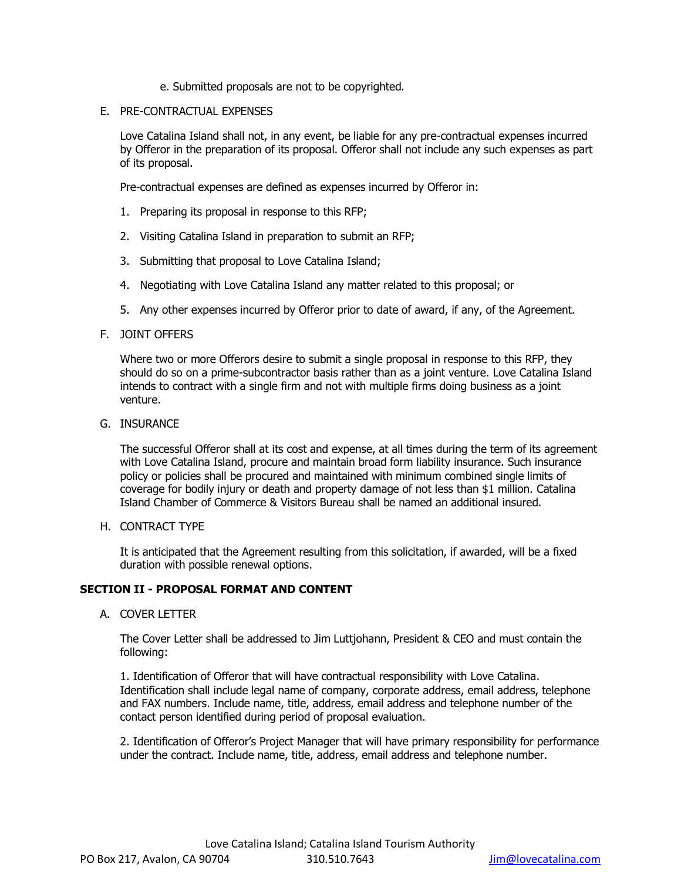e. Submitted proposals are not to be copyrighted.

E. PRE-CONTRACTUAL EXPENSES

Love Catalina Island shall not, in any event, be liable for any pre-contractual expenses incurred by Offeror in the preparation of its proposal. Offeror shall not include any such expenses as part of its proposal.

Pre-contractual expenses are defined as expenses incurred by Offeror in:

1. Preparing its proposal in response to this RFP;
2. Visiting Catalina Island in preparation to submit an RFP;
3. Submitting that proposal to Love Catalina Island;
4. Negotiating with Love Catalina Island any matter related to this proposal; or
5. Any other expenses incurred by Offeror prior to date of award, if any, of the Agreement.

F. JOINT OFFERS

Where two or more Offerors desire to submit a single proposal in response to this RFP, they should do so on a prime-subcontractor basis rather than as a joint venture. Love Catalina Island intends to contract with a single firm and not with multiple firms doing business as a joint venture.

G. INSURANCE

The successful Offeror shall at its cost and expense, at all times during the term of its agreement with Love Catalina Island, procure and maintain broad form liability insurance. Such insurance policy or policies shall be procured and maintained with minimum combined single limits of coverage for bodily injury or death and property damage of not less than $1 million. Catalina Island Chamber of Commerce & Visitors Bureau shall be named an additional insured.

H. CONTRACT TYPE

It is anticipated that the Agreement resulting from this solicitation, if awarded, will be a fixed duration with possible renewal options.

## SECTION II - PROPOSAL FORMAT AND CONTENT

A. COVER LETTER

The Cover Letter shall be addressed to Jim Luttjohann, President & CEO and must contain the following:

1. Identification of Offeror that will have contractual responsibility with Love Catalina. Identification shall include legal name of company, corporate address, email address, telephone and FAX numbers. Include name, title, address, email address and telephone number of the contact person identified during period of proposal evaluation.

2. Identification of Offeror's Project Manager that will have primary responsibility for performance under the contract. Include name, title, address, email address and telephone number.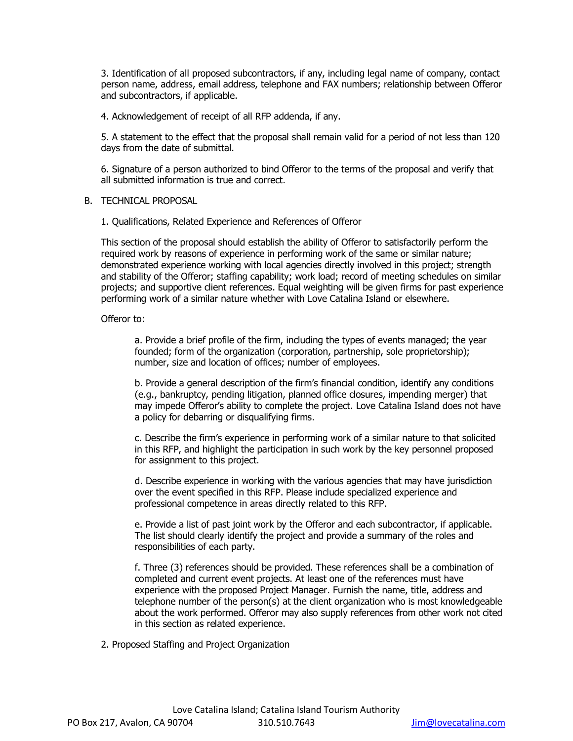3. Identification of all proposed subcontractors, if any, including legal name of company, contact person name, address, email address, telephone and FAX numbers; relationship between Offeror and subcontractors, if applicable.

4. Acknowledgement of receipt of all RFP addenda, if any.

5. A statement to the effect that the proposal shall remain valid for a period of not less than 120 days from the date of submittal.

6. Signature of a person authorized to bind Offeror to the terms of the proposal and verify that all submitted information is true and correct.

B. TECHNICAL PROPOSAL

1. Qualifications, Related Experience and References of Offeror

This section of the proposal should establish the ability of Offeror to satisfactorily perform the required work by reasons of experience in performing work of the same or similar nature; demonstrated experience working with local agencies directly involved in this project; strength and stability of the Offeror; staffing capability; work load; record of meeting schedules on similar projects; and supportive client references. Equal weighting will be given firms for past experience performing work of a similar nature whether with Love Catalina Island or elsewhere.

Offeror to:

a. Provide a brief profile of the firm, including the types of events managed; the year founded; form of the organization (corporation, partnership, sole proprietorship); number, size and location of offices; number of employees.

b. Provide a general description of the firm's financial condition, identify any conditions (e.g., bankruptcy, pending litigation, planned office closures, impending merger) that may impede Offeror's ability to complete the project. Love Catalina Island does not have a policy for debarring or disqualifying firms.

c. Describe the firm's experience in performing work of a similar nature to that solicited in this RFP, and highlight the participation in such work by the key personnel proposed for assignment to this project.

d. Describe experience in working with the various agencies that may have jurisdiction over the event specified in this RFP. Please include specialized experience and professional competence in areas directly related to this RFP.

e. Provide a list of past joint work by the Offeror and each subcontractor, if applicable. The list should clearly identify the project and provide a summary of the roles and responsibilities of each party.

f. Three (3) references should be provided. These references shall be a combination of completed and current event projects. At least one of the references must have experience with the proposed Project Manager. Furnish the name, title, address and telephone number of the person(s) at the client organization who is most knowledgeable about the work performed. Offeror may also supply references from other work not cited in this section as related experience.

2. Proposed Staffing and Project Organization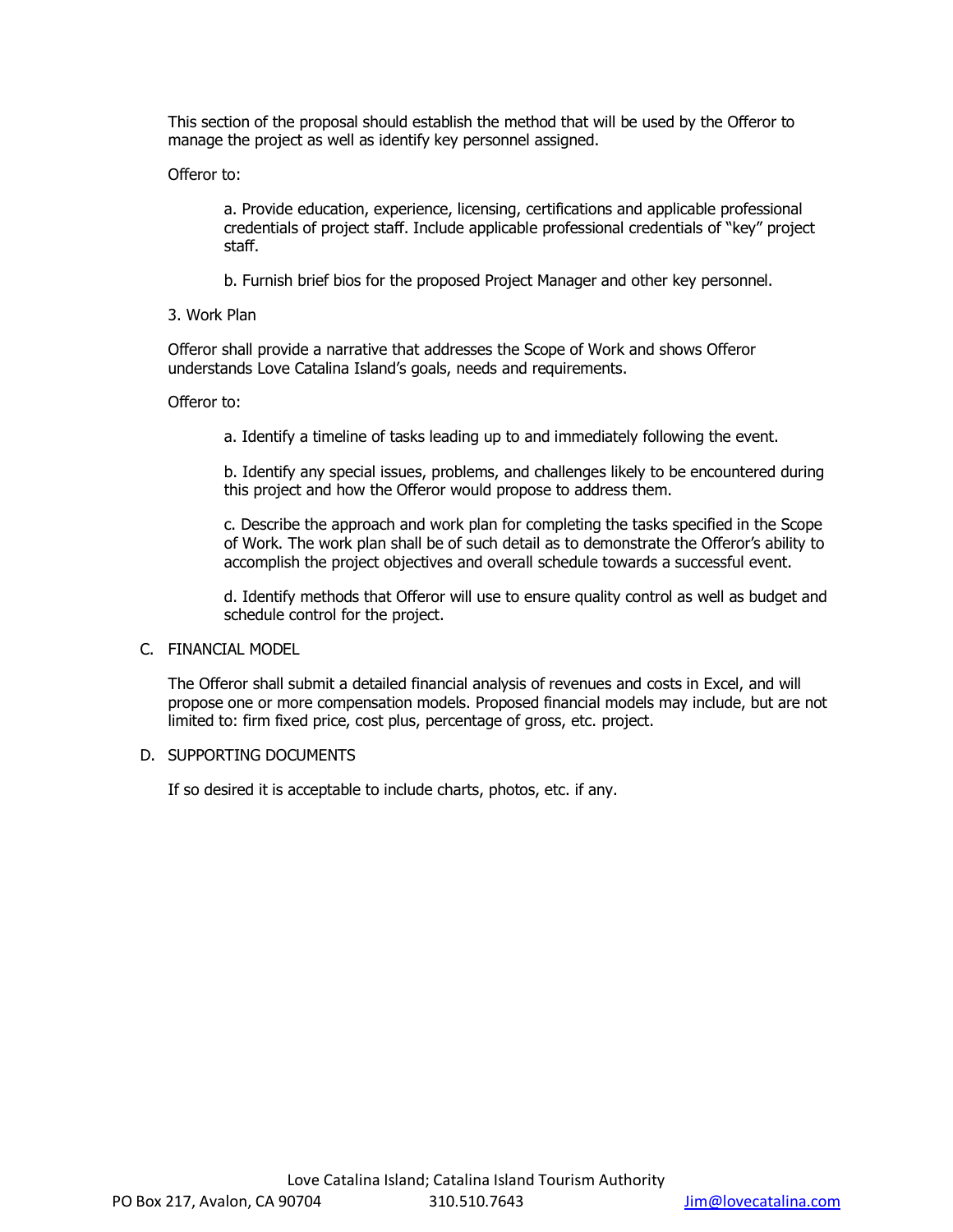This section of the proposal should establish the method that will be used by the Offeror to manage the project as well as identify key personnel assigned.

Offeror to:

a. Provide education, experience, licensing, certifications and applicable professional credentials of project staff. Include applicable professional credentials of "key" project staff.

b. Furnish brief bios for the proposed Project Manager and other key personnel.

3. Work Plan

Offeror shall provide a narrative that addresses the Scope of Work and shows Offeror understands Love Catalina Island's goals, needs and requirements.

Offeror to:

a. Identify a timeline of tasks leading up to and immediately following the event.

b. Identify any special issues, problems, and challenges likely to be encountered during this project and how the Offeror would propose to address them.

c. Describe the approach and work plan for completing the tasks specified in the Scope of Work. The work plan shall be of such detail as to demonstrate the Offeror's ability to accomplish the project objectives and overall schedule towards a successful event.

d. Identify methods that Offeror will use to ensure quality control as well as budget and schedule control for the project.

C. FINANCIAL MODEL

The Offeror shall submit a detailed financial analysis of revenues and costs in Excel, and will propose one or more compensation models. Proposed financial models may include, but are not limited to: firm fixed price, cost plus, percentage of gross, etc. project.

D. SUPPORTING DOCUMENTS

If so desired it is acceptable to include charts, photos, etc. if any.